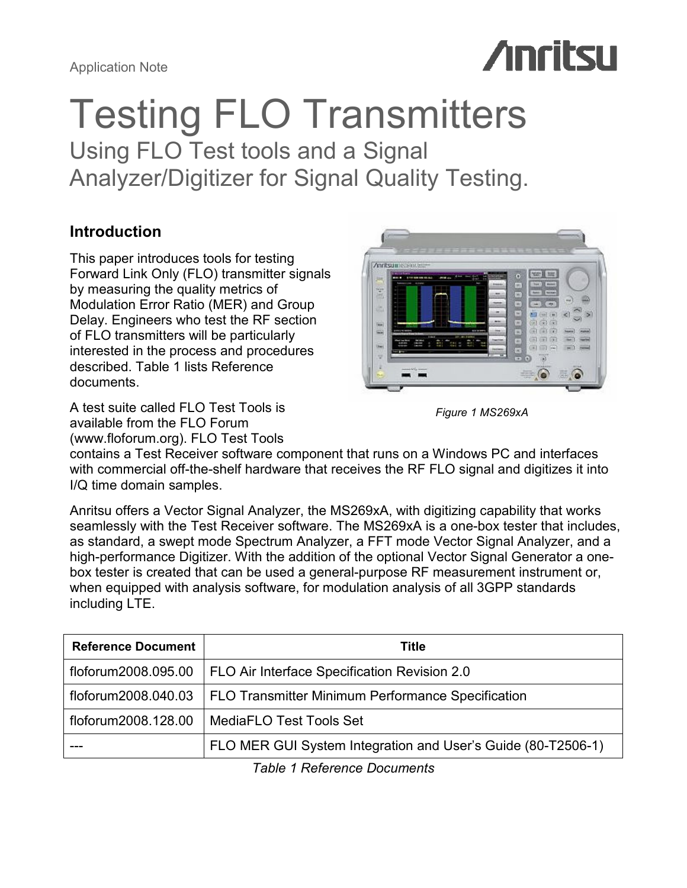Application Note

# Testing FLO Transmitters

## Using FLO Test tools and a Signal Analyzer/Digitizer for Signal Quality Testing.

### Introduction

This paper introduces tools for testing Forward Link Only (FLO) transmitter signals by measuring the quality metrics of Modulation Error Ratio (MER) and Group Delay. Engineers who test the RF section of FLO transmitters will be particularly interested in the process and procedures described. Table 1 lists Reference documents.

*Figure 1 MS269xA*

A test suite called FLO Test Tools is available from the FLO Forum (www.floforum.org). FLO Test Tools contains a Test Receiver software component that runs on a Windows PC and interfaces with commercial off-the-shelf hardware that receives the RF FLO signal and digitizes it into I/Q time domain samples.

Anritsu offers a Vector Signal Analyzer, the MS269xA, with digitizing capability that works seamlessly with the Test Receiver software. The MS269xA is a one-box tester that includes, as standard, a swept mode Spectrum Analyzer, a FFT mode Vector Signal Analyzer, and a high-performance Digitizer. With the addition of the optional Vector Signal Generator a one-box tester is created that can be used a general-purpose RF measurement instrument or, when equipped with analysis software, for modulation analysis of all 3GPP standards including LTE.

| Reference Document | Title |
| --- | --- |
| floforum2008.095.00 | FLO Air Interface Specification Revision 2.0 |
| floforum2008.040.03 | FLO Transmitter Minimum Performance Specification |
| floforum2008.128.00 | MediaFLO Test Tools Set |
| --- | FLO MER GUI System Integration and User's Guide (80-T2506-1) |

*Table 1 Reference Documents*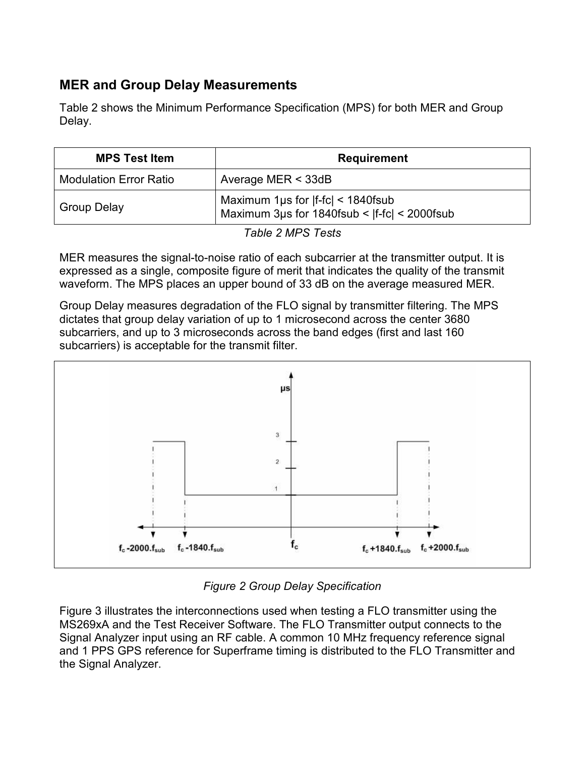## MER and Group Delay Measurements

Table 2 shows the Minimum Performance Specification (MPS) for both MER and Group Delay.

| MPS Test Item | Requirement |
| --- | --- |
| Modulation Error Ratio | Average MER < 33dB |
| Group Delay | Maximum 1μs for \|f-fc\| < 1840fsub<br>Maximum 3μs for 1840fsub < \|f-fc\| < 2000fsub |

*Table 2 MPS Tests*

MER measures the signal-to-noise ratio of each subcarrier at the transmitter output. It is expressed as a single, composite figure of merit that indicates the quality of the transmit waveform. The MPS places an upper bound of 33 dB on the average measured MER.

Group Delay measures degradation of the FLO signal by transmitter filtering. The MPS dictates that group delay variation of up to 1 microsecond across the center 3680 subcarriers, and up to 3 microseconds across the band edges (first and last 160 subcarriers) is acceptable for the transmit filter.

*Figure 2 Group Delay Specification*

Figure 3 illustrates the interconnections used when testing a FLO transmitter using the MS269xA and the Test Receiver Software. The FLO Transmitter output connects to the Signal Analyzer input using an RF cable. A common 10 MHz frequency reference signal and 1 PPS GPS reference for Superframe timing is distributed to the FLO Transmitter and the Signal Analyzer.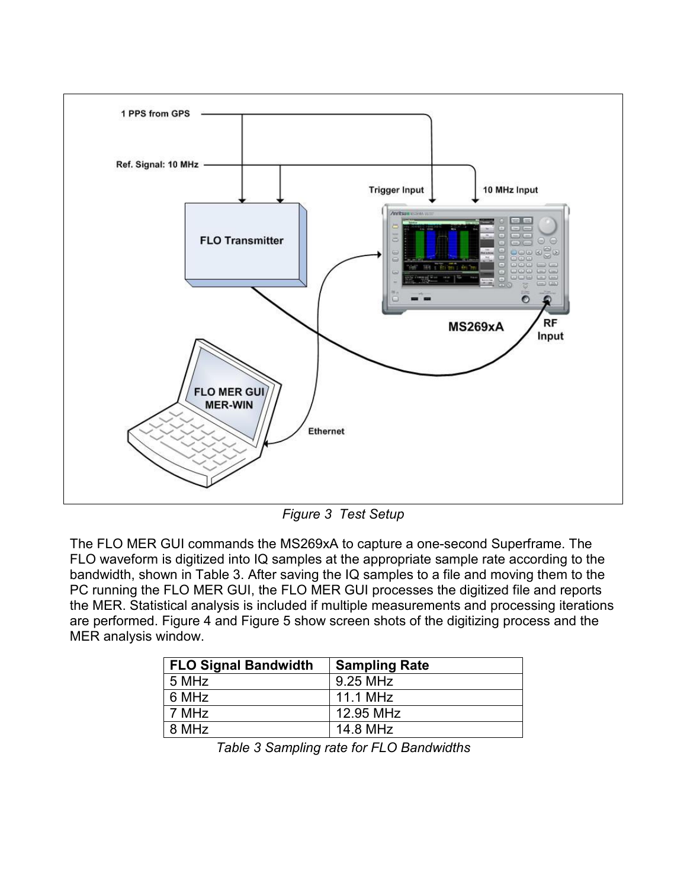*Figure 3 Test Setup*

The FLO MER GUI commands the MS269xA to capture a one-second Superframe. The FLO waveform is digitized into IQ samples at the appropriate sample rate according to the bandwidth, shown in Table 3. After saving the IQ samples to a file and moving them to the PC running the FLO MER GUI, the FLO MER GUI processes the digitized file and reports the MER. Statistical analysis is included if multiple measurements and processing iterations are performed. Figure 4 and Figure 5 show screen shots of the digitizing process and the MER analysis window.

| FLO Signal Bandwidth | Sampling Rate |
| --- | --- |
| 5 MHz | 9.25 MHz |
| 6 MHz | 11.1 MHz |
| 7 MHz | 12.95 MHz |
| 8 MHz | 14.8 MHz |

*Table 3 Sampling rate for FLO Bandwidths*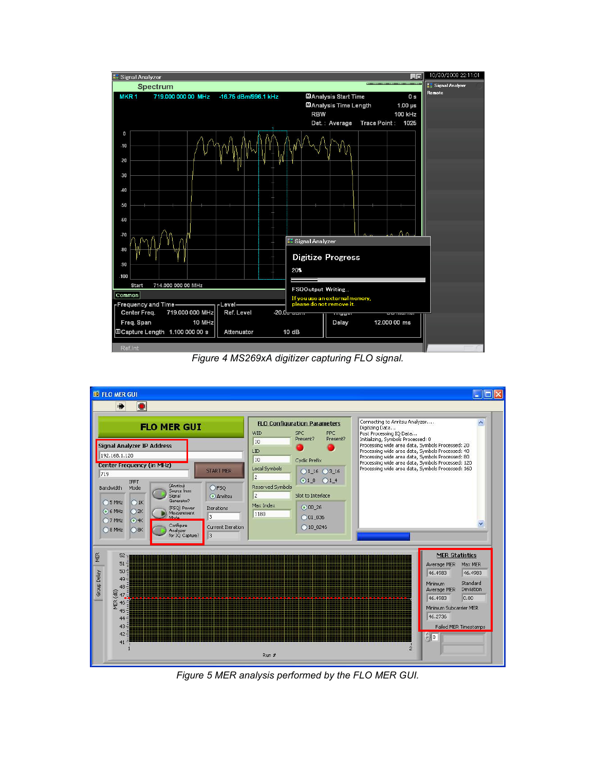*Figure 4 MS269xA digitizer capturing FLO signal.*

*Figure 5 MER analysis performed by the FLO MER GUI.*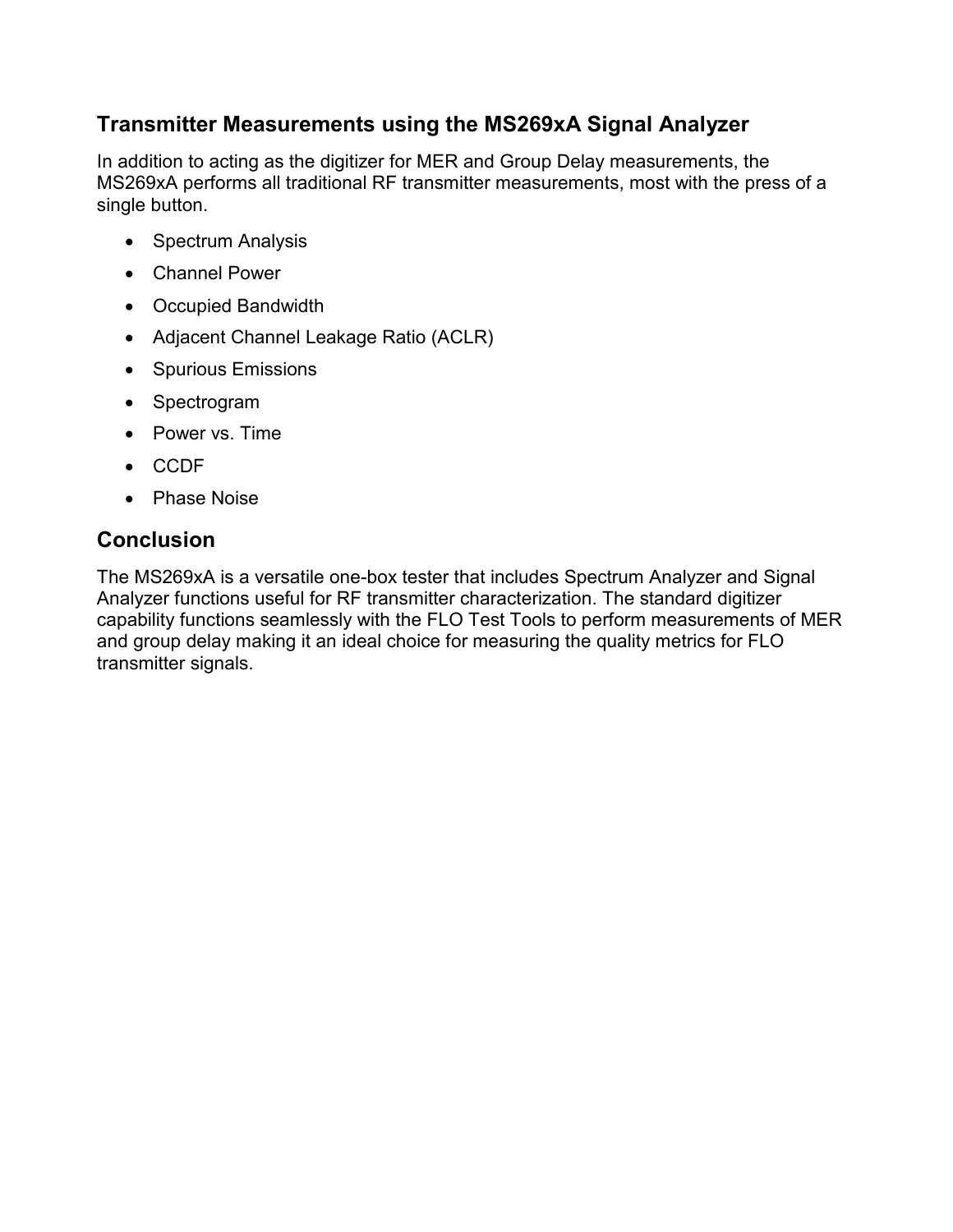## Transmitter Measurements using the MS269xA Signal Analyzer

In addition to acting as the digitizer for MER and Group Delay measurements, the MS269xA performs all traditional RF transmitter measurements, most with the press of a single button.

- Spectrum Analysis
- Channel Power
- Occupied Bandwidth
- Adjacent Channel Leakage Ratio (ACLR)
- Spurious Emissions
- Spectrogram
- Power vs. Time
- CCDF
- Phase Noise

## Conclusion

The MS269xA is a versatile one-box tester that includes Spectrum Analyzer and Signal Analyzer functions useful for RF transmitter characterization. The standard digitizer capability functions seamlessly with the FLO Test Tools to perform measurements of MER and group delay making it an ideal choice for measuring the quality metrics for FLO transmitter signals.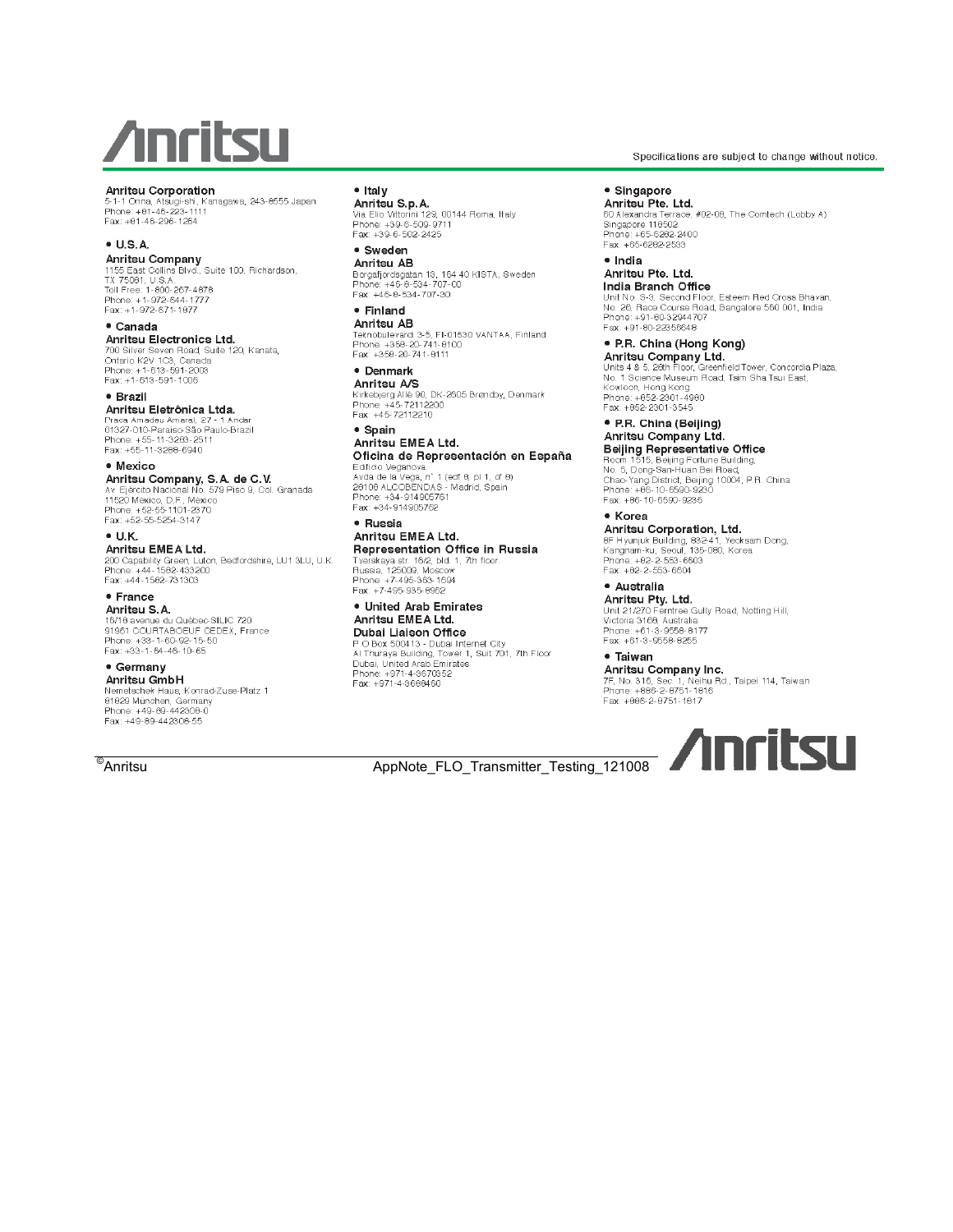Specifications are subject to change without notice.

**Anritsu Corporation**
5-1-1 Onna, Atsugi-shi, Kanagawa, 243-8555 Japan
Phone: +81-46-223-1111
Fax: +81-46-296-1264

**• U.S.A.**
**Anritsu Company**
1155 East Collins Blvd., Suite 100, Richardson,
TX 75081, U.S.A.
Toll Free: 1-800-267-4878
Phone: +1-972-644-1777
Fax: +1-972-671-1877

**• Canada**
**Anritsu Electronics Ltd.**
700 Silver Seven Road, Suite 120, Kanata,
Ontario K2V 1C3, Canada
Phone: +1-613-591-2003
Fax: +1-613-591-1006

**• Brazil**
**Anritsu Eletrônica Ltda.**
Praca Amadeu Amaral, 27 - 1 Andar
01327-010-Paraiso-São Paulo-Brazil
Phone: +55-11-3283-2511
Fax: +55-11-3288-6940

**• Mexico**
**Anritsu Company, S.A. de C.V.**
Av. Ejército Nacional No. 579 Piso 9, Col. Granada
11520 México, D.F., México
Phone: +52-55-1101-2370
Fax: +52-55-5254-3147

**• U.K.**
**Anritsu EMEA Ltd.**
200 Capability Green, Luton, Bedfordshire, LU1 3LU, U.K.
Phone: +44-1582-433200
Fax: +44-1582-731303

**• France**
**Anritsu S.A.**
16/18 avenue du Québec-SILIC 720
91961 COURTABOEUF CEDEX, France
Phone: +33-1-60-92-15-50
Fax: +33-1-64-46-10-65

**• Germany**
**Anritsu GmbH**
Nemetschek Haus, Konrad-Zuse-Platz 1
81829 München, Germany
Phone: +49-89-442308-0
Fax: +49-89-442308-55

**• Italy**
**Anritsu S.p.A.**
Via Elio Vittorini 129, 00144 Roma, Italy
Phone: +39-6-509-9711
Fax: +39-6-502-2425

**• Sweden**
**Anritsu AB**
Borgafjordsgatan 13, 164 40 KISTA, Sweden
Phone: +46-8-534-707-00
Fax: +46-8-534-707-30

**• Finland**
**Anritsu AB**
Teknobulevardi 3-5, FI-01530 VANTAA, Finland
Phone: +358-20-741-8100
Fax: +358-20-741-8111

**• Denmark**
**Anritsu A/S**
Kirkebjerg Allé 90, DK-2605 Brøndby, Denmark
Phone: +45-72112200
Fax: +45-72112210

**• Spain**
**Anritsu EMEA Ltd.**
**Oficina de Representación en España**
Edificio Veganova
Avda de la Vega, n° 1 (edf 8, pl 1, of 8)
28108 ALCOBENDAS - Madrid, Spain
Phone: +34-914905761
Fax: +34-914905762

**• Russia**
**Anritsu EMEA Ltd.**
**Representation Office in Russia**
Tverskaya str. 16/2, bld. 1, 7th floor.
Russia, 125009, Moscow
Phone: +7-495-363-1694
Fax: +7-495-935-8962

**• United Arab Emirates**
**Anritsu EMEA Ltd.**
**Dubai Liaison Office**
P O Box 500413 - Dubai Internet City
Al Thuraya Building, Tower 1, Suit 701, 7th Floor
Dubai, United Arab Emirates
Phone: +971-4-3670352
Fax: +971-4-3688460

**• Singapore**
**Anritsu Pte. Ltd.**
60 Alexandra Terrace, #02-08, The Comtech (Lobby A)
Singapore 118502
Phone: +65-6282-2400
Fax: +65-6282-2533

**• India**
**Anritsu Pte. Ltd.**
**India Branch Office**
Unit No. S-3, Second Floor, Esteem Red Cross Bhavan,
No. 26, Race Course Road, Bangalore 560 001, India
Phone: +91-80-32944707
Fax: +91-80-22356648

**• P.R. China (Hong Kong)**
**Anritsu Company Ltd.**
Units 4 & 5, 28th Floor, Greenfield Tower, Concordia Plaza,
No. 1 Science Museum Road, Tsim Sha Tsui East,
Kowloon, Hong Kong
Phone: +852-2301-4980
Fax: +852-2301-3545

**• P.R. China (Beijing)**
**Anritsu Company Ltd.**
**Beijing Representative Office**
Room 1515, Beijing Fortune Building,
No. 5, Dong-San-Huan Bei Road,
Chao-Yang District, Beijing 10004, P.R. China
Phone: +86-10-6590-9230
Fax: +86-10-6590-9235

**• Korea**
**Anritsu Corporation, Ltd.**
8F Hyunjuk Building, 832-41, Yeoksam Dong,
Kangnam-ku, Seoul, 135-080, Korea
Phone: +82-2-553-6603
Fax: +82-2-553-6604

**• Australia**
**Anritsu Pty. Ltd.**
Unit 21/270 Ferntree Gully Road, Notting Hill,
Victoria 3168, Australia
Phone: +61-3-9558-8177
Fax: +61-3-9558-8255

**• Taiwan**
**Anritsu Company Inc.**
7F, No. 316, Sec. 1, Neihu Rd., Taipei 114, Taiwan
Phone: +886-2-8751-1816
Fax: +886-2-8751-1817

©Anritsu AppNote_FLO_Transmitter_Testing_121008